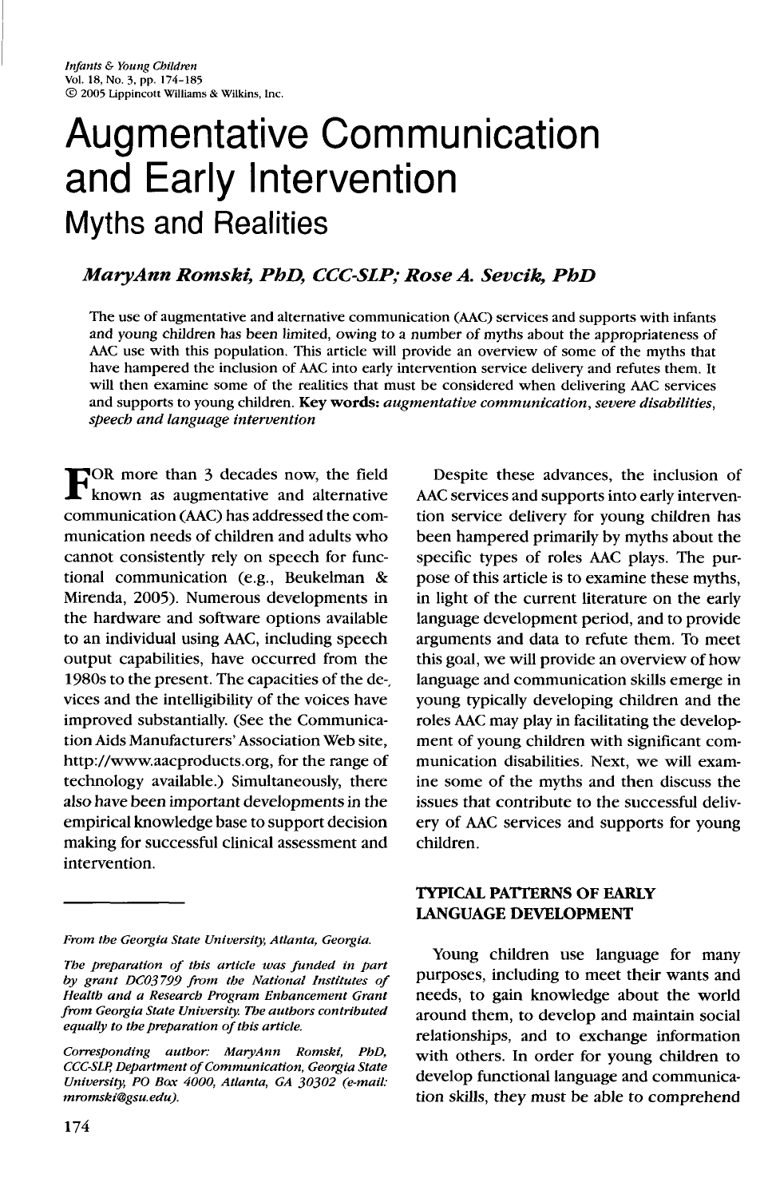# Augmentative Communication and Early Intervention

## Myths and Realities

***MaryAnn Romski, PhD, CCC-SLP; Rose A. Sevcik, PhD***

The use of augmentative and alternative communication (AAC) services and supports with infants and young children has been limited, owing to a number of myths about the appropriateness of AAC use with this population. This article will provide an overview of some of the myths that have hampered the inclusion of AAC into early intervention service delivery and refutes them. It will then examine some of the realities that must be considered when delivering AAC services and supports to young children. **Key words:** *augmentative communication, severe disabilities, speech and language intervention*

FOR more than 3 decades now, the field known as augmentative and alternative communication (AAC) has addressed the communication needs of children and adults who cannot consistently rely on speech for functional communication (e.g., Beukelman & Mirenda, 2005). Numerous developments in the hardware and software options available to an individual using AAC, including speech output capabilities, have occurred from the 1980s to the present. The capacities of the devices and the intelligibility of the voices have improved substantially. (See the Communication Aids Manufacturers' Association Web site, http://www.aacproducts.org, for the range of technology available.) Simultaneously, there also have been important developments in the empirical knowledge base to support decision making for successful clinical assessment and intervention.

*From the Georgia State University, Atlanta, Georgia.*

*The preparation of this article was funded in part by grant DC03799 from the National Institutes of Health and a Research Program Enhancement Grant from Georgia State University. The authors contributed equally to the preparation of this article.*

*Corresponding author: MaryAnn Romski, PhD, CCC-SLP, Department of Communication, Georgia State University, PO Box 4000, Atlanta, GA 30302 (e-mail: mromski@gsu.edu).*

Despite these advances, the inclusion of AAC services and supports into early intervention service delivery for young children has been hampered primarily by myths about the specific types of roles AAC plays. The purpose of this article is to examine these myths, in light of the current literature on the early language development period, and to provide arguments and data to refute them. To meet this goal, we will provide an overview of how language and communication skills emerge in young typically developing children and the roles AAC may play in facilitating the development of young children with significant communication disabilities. Next, we will examine some of the myths and then discuss the issues that contribute to the successful delivery of AAC services and supports for young children.

### TYPICAL PATTERNS OF EARLY LANGUAGE DEVELOPMENT

Young children use language for many purposes, including to meet their wants and needs, to gain knowledge about the world around them, to develop and maintain social relationships, and to exchange information with others. In order for young children to develop functional language and communication skills, they must be able to comprehend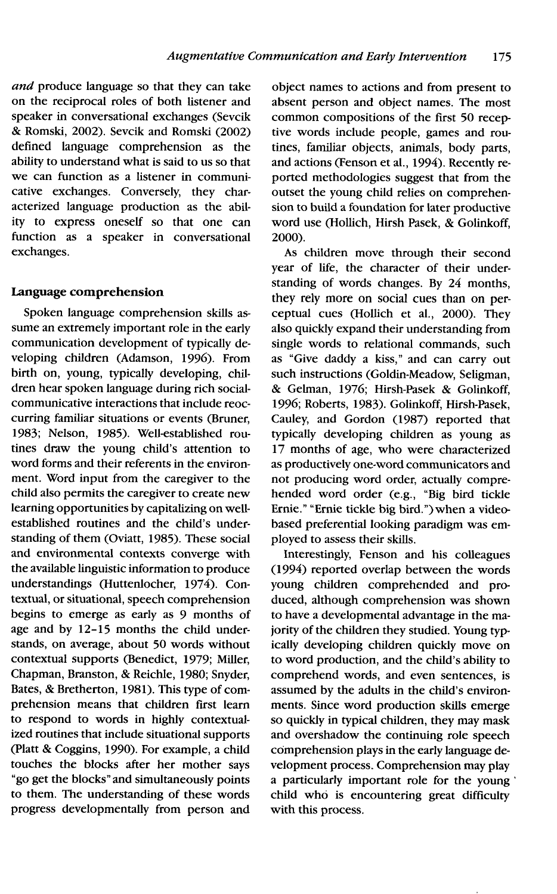*and* produce language so that they can take on the reciprocal roles of both listener and speaker in conversational exchanges (Sevcik & Romski, 2002). Sevcik and Romski (2002) defined language comprehension as the ability to understand what is said to us so that we can function as a listener in communicative exchanges. Conversely, they characterized language production as the ability to express oneself so that one can function as a speaker in conversational exchanges.

## Language comprehension

Spoken language comprehension skills assume an extremely important role in the early communication development of typically developing children (Adamson, 1996). From birth on, young, typically developing, children hear spoken language during rich social-communicative interactions that include reoccurring familiar situations or events (Bruner, 1983; Nelson, 1985). Well-established routines draw the young child's attention to word forms and their referents in the environment. Word input from the caregiver to the child also permits the caregiver to create new learning opportunities by capitalizing on well-established routines and the child's understanding of them (Oviatt, 1985). These social and environmental contexts converge with the available linguistic information to produce understandings (Huttenlocher, 1974). Contextual, or situational, speech comprehension begins to emerge as early as 9 months of age and by 12–15 months the child understands, on average, about 50 words without contextual supports (Benedict, 1979; Miller, Chapman, Branston, & Reichle, 1980; Snyder, Bates, & Bretherton, 1981). This type of comprehension means that children first learn to respond to words in highly contextualized routines that include situational supports (Platt & Coggins, 1990). For example, a child touches the blocks after her mother says "go get the blocks" and simultaneously points to them. The understanding of these words progress developmentally from person and object names to actions and from present to absent person and object names. The most common compositions of the first 50 receptive words include people, games and routines, familiar objects, animals, body parts, and actions (Fenson et al., 1994). Recently reported methodologies suggest that from the outset the young child relies on comprehension to build a foundation for later productive word use (Hollich, Hirsh Pasek, & Golinkoff, 2000).

As children move through their second year of life, the character of their understanding of words changes. By 24 months, they rely more on social cues than on perceptual cues (Hollich et al., 2000). They also quickly expand their understanding from single words to relational commands, such as "Give daddy a kiss," and can carry out such instructions (Goldin-Meadow, Seligman, & Gelman, 1976; Hirsh-Pasek & Golinkoff, 1996; Roberts, 1983). Golinkoff, Hirsh-Pasek, Cauley, and Gordon (1987) reported that typically developing children as young as 17 months of age, who were characterized as productively one-word communicators and not producing word order, actually comprehended word order (e.g., "Big bird tickle Ernie." "Ernie tickle big bird.") when a video-based preferential looking paradigm was employed to assess their skills.

Interestingly, Fenson and his colleagues (1994) reported overlap between the words young children comprehended and produced, although comprehension was shown to have a developmental advantage in the majority of the children they studied. Young typically developing children quickly move on to word production, and the child's ability to comprehend words, and even sentences, is assumed by the adults in the child's environments. Since word production skills emerge so quickly in typical children, they may mask and overshadow the continuing role speech comprehension plays in the early language development process. Comprehension may play a particularly important role for the young child who is encountering great difficulty with this process.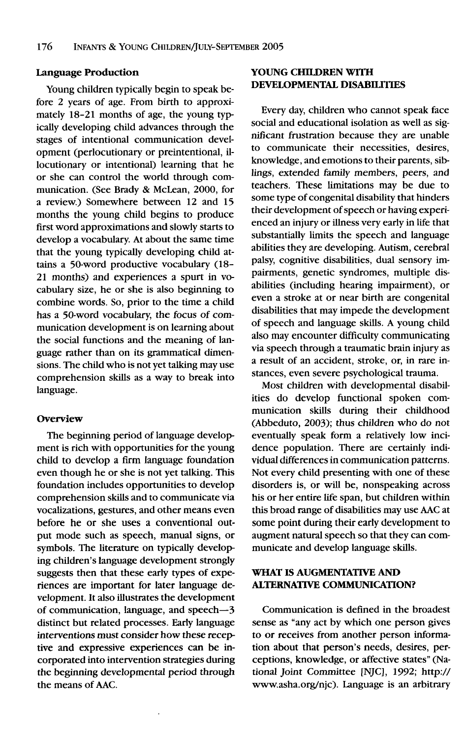### Language Production

Young children typically begin to speak before 2 years of age. From birth to approximately 18–21 months of age, the young typically developing child advances through the stages of intentional communication development (perlocutionary or preintentional, illocutionary or intentional) learning that he or she can control the world through communication. (See Brady & McLean, 2000, for a review.) Somewhere between 12 and 15 months the young child begins to produce first word approximations and slowly starts to develop a vocabulary. At about the same time that the young typically developing child attains a 50-word productive vocabulary (18–21 months) and experiences a spurt in vocabulary size, he or she is also beginning to combine words. So, prior to the time a child has a 50-word vocabulary, the focus of communication development is on learning about the social functions and the meaning of language rather than on its grammatical dimensions. The child who is not yet talking may use comprehension skills as a way to break into language.

### Overview

The beginning period of language development is rich with opportunities for the young child to develop a firm language foundation even though he or she is not yet talking. This foundation includes opportunities to develop comprehension skills and to communicate via vocalizations, gestures, and other means even before he or she uses a conventional output mode such as speech, manual signs, or symbols. The literature on typically developing children's language development strongly suggests then that these early types of experiences are important for later language development. It also illustrates the development of communication, language, and speech—3 distinct but related processes. Early language interventions must consider how these receptive and expressive experiences can be incorporated into intervention strategies during the beginning developmental period through the means of AAC.

## YOUNG CHILDREN WITH DEVELOPMENTAL DISABILITIES

Every day, children who cannot speak face social and educational isolation as well as significant frustration because they are unable to communicate their necessities, desires, knowledge, and emotions to their parents, siblings, extended family members, peers, and teachers. These limitations may be due to some type of congenital disability that hinders their development of speech or having experienced an injury or illness very early in life that substantially limits the speech and language abilities they are developing. Autism, cerebral palsy, cognitive disabilities, dual sensory impairments, genetic syndromes, multiple disabilities (including hearing impairment), or even a stroke at or near birth are congenital disabilities that may impede the development of speech and language skills. A young child also may encounter difficulty communicating via speech through a traumatic brain injury as a result of an accident, stroke, or, in rare instances, even severe psychological trauma.

Most children with developmental disabilities do develop functional spoken communication skills during their childhood (Abbeduto, 2003); thus children who do not eventually speak form a relatively low incidence population. There are certainly individual differences in communication patterns. Not every child presenting with one of these disorders is, or will be, nonspeaking across his or her entire life span, but children within this broad range of disabilities may use AAC at some point during their early development to augment natural speech so that they can communicate and develop language skills.

## WHAT IS AUGMENTATIVE AND ALTERNATIVE COMMUNICATION?

Communication is defined in the broadest sense as "any act by which one person gives to or receives from another person information about that person's needs, desires, perceptions, knowledge, or affective states" (National Joint Committee [NJC], 1992; http://www.asha.org/njc). Language is an arbitrary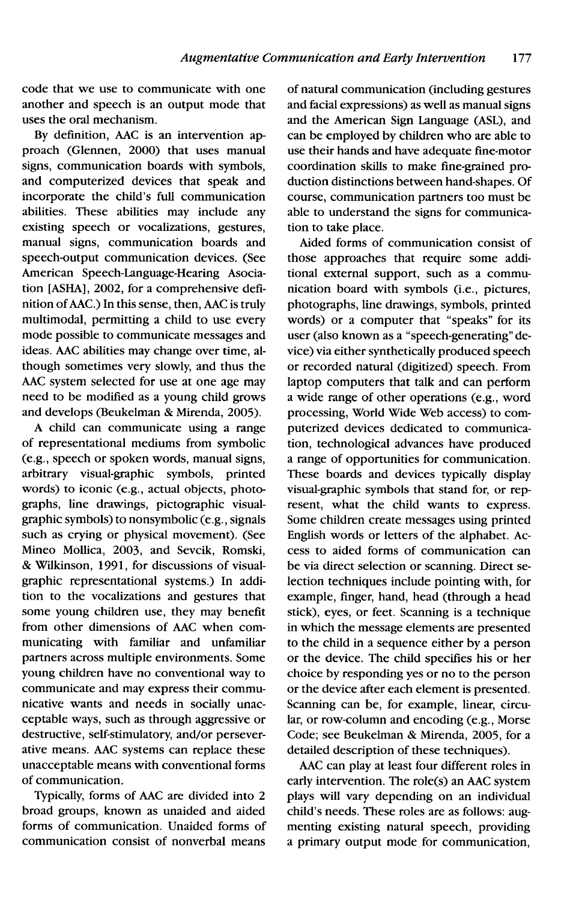code that we use to communicate with one another and speech is an output mode that uses the oral mechanism.

By definition, AAC is an intervention approach (Glennen, 2000) that uses manual signs, communication boards with symbols, and computerized devices that speak and incorporate the child's full communication abilities. These abilities may include any existing speech or vocalizations, gestures, manual signs, communication boards and speech-output communication devices. (See American Speech-Language-Hearing Asociation [ASHA], 2002, for a comprehensive definition of AAC.) In this sense, then, AAC is truly multimodal, permitting a child to use every mode possible to communicate messages and ideas. AAC abilities may change over time, although sometimes very slowly, and thus the AAC system selected for use at one age may need to be modified as a young child grows and develops (Beukelman & Mirenda, 2005).

A child can communicate using a range of representational mediums from symbolic (e.g., speech or spoken words, manual signs, arbitrary visual-graphic symbols, printed words) to iconic (e.g., actual objects, photographs, line drawings, pictographic visual-graphic symbols) to nonsymbolic (e.g., signals such as crying or physical movement). (See Mineo Mollica, 2003, and Sevcik, Romski, & Wilkinson, 1991, for discussions of visual-graphic representational systems.) In addition to the vocalizations and gestures that some young children use, they may benefit from other dimensions of AAC when communicating with familiar and unfamiliar partners across multiple environments. Some young children have no conventional way to communicate and may express their communicative wants and needs in socially unacceptable ways, such as through aggressive or destructive, self-stimulatory, and/or perseverative means. AAC systems can replace these unacceptable means with conventional forms of communication.

Typically, forms of AAC are divided into 2 broad groups, known as unaided and aided forms of communication. Unaided forms of communication consist of nonverbal means of natural communication (including gestures and facial expressions) as well as manual signs and the American Sign Language (ASL), and can be employed by children who are able to use their hands and have adequate fine-motor coordination skills to make fine-grained production distinctions between hand-shapes. Of course, communication partners too must be able to understand the signs for communication to take place.

Aided forms of communication consist of those approaches that require some additional external support, such as a communication board with symbols (i.e., pictures, photographs, line drawings, symbols, printed words) or a computer that "speaks" for its user (also known as a "speech-generating" device) via either synthetically produced speech or recorded natural (digitized) speech. From laptop computers that talk and can perform a wide range of other operations (e.g., word processing, World Wide Web access) to computerized devices dedicated to communication, technological advances have produced a range of opportunities for communication. These boards and devices typically display visual-graphic symbols that stand for, or represent, what the child wants to express. Some children create messages using printed English words or letters of the alphabet. Access to aided forms of communication can be via direct selection or scanning. Direct selection techniques include pointing with, for example, finger, hand, head (through a head stick), eyes, or feet. Scanning is a technique in which the message elements are presented to the child in a sequence either by a person or the device. The child specifies his or her choice by responding yes or no to the person or the device after each element is presented. Scanning can be, for example, linear, circular, or row-column and encoding (e.g., Morse Code; see Beukelman & Mirenda, 2005, for a detailed description of these techniques).

AAC can play at least four different roles in early intervention. The role(s) an AAC system plays will vary depending on an individual child's needs. These roles are as follows: augmenting existing natural speech, providing a primary output mode for communication,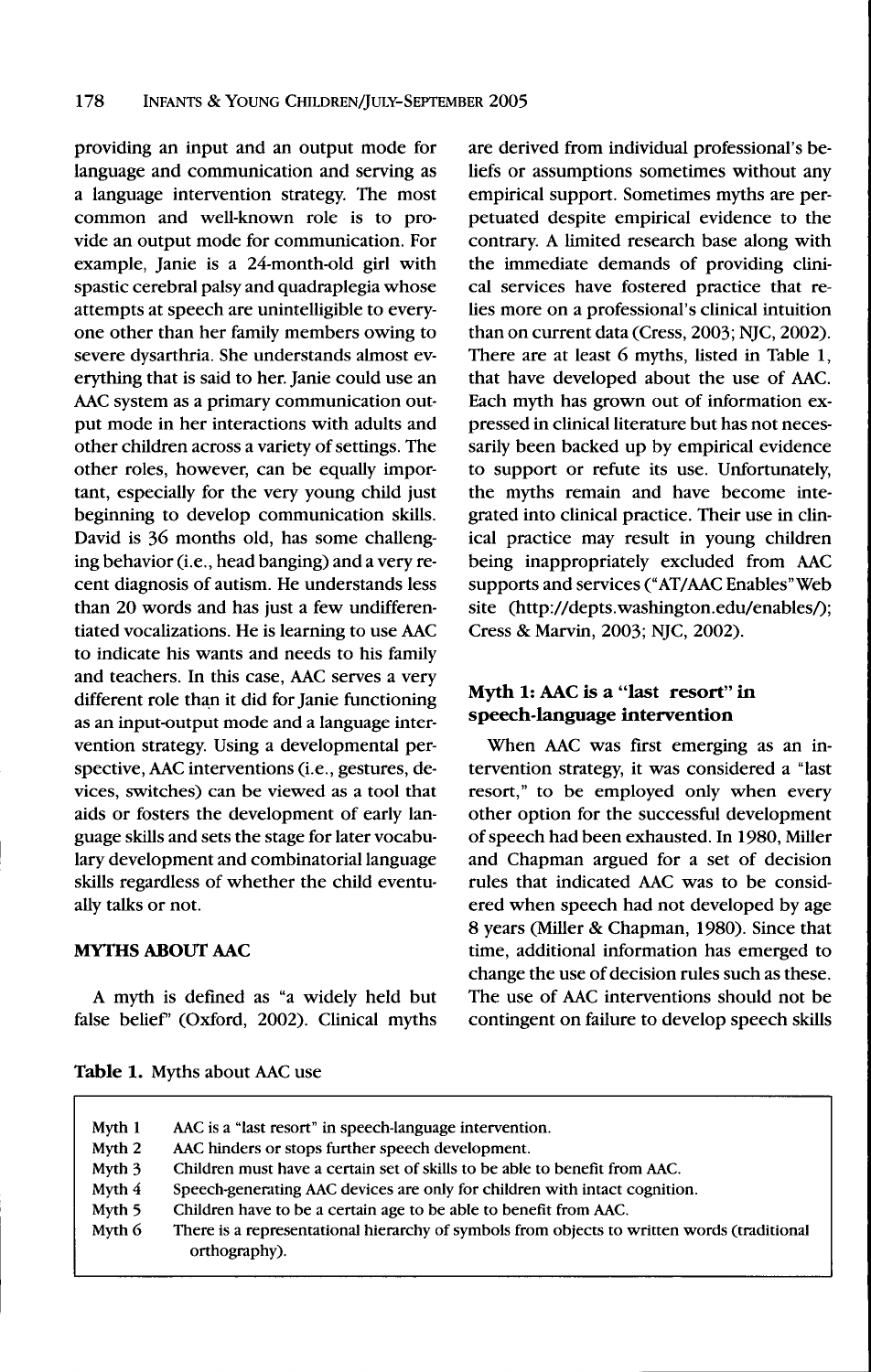providing an input and an output mode for language and communication and serving as a language intervention strategy. The most common and well-known role is to provide an output mode for communication. For example, Janie is a 24-month-old girl with spastic cerebral palsy and quadraplegia whose attempts at speech are unintelligible to everyone other than her family members owing to severe dysarthria. She understands almost everything that is said to her. Janie could use an AAC system as a primary communication output mode in her interactions with adults and other children across a variety of settings. The other roles, however, can be equally important, especially for the very young child just beginning to develop communication skills. David is 36 months old, has some challenging behavior (i.e., head banging) and a very recent diagnosis of autism. He understands less than 20 words and has just a few undifferentiated vocalizations. He is learning to use AAC to indicate his wants and needs to his family and teachers. In this case, AAC serves a very different role than it did for Janie functioning as an input-output mode and a language intervention strategy. Using a developmental perspective, AAC interventions (i.e., gestures, devices, switches) can be viewed as a tool that aids or fosters the development of early language skills and sets the stage for later vocabulary development and combinatorial language skills regardless of whether the child eventually talks or not.

## MYTHS ABOUT AAC

A myth is defined as "a widely held but false belief" (Oxford, 2002). Clinical myths are derived from individual professional's beliefs or assumptions sometimes without any empirical support. Sometimes myths are perpetuated despite empirical evidence to the contrary. A limited research base along with the immediate demands of providing clinical services have fostered practice that relies more on a professional's clinical intuition than on current data (Cress, 2003; NJC, 2002). There are at least 6 myths, listed in Table 1, that have developed about the use of AAC. Each myth has grown out of information expressed in clinical literature but has not necessarily been backed up by empirical evidence to support or refute its use. Unfortunately, the myths remain and have become integrated into clinical practice. Their use in clinical practice may result in young children being inappropriately excluded from AAC supports and services ("AT/AAC Enables" Web site (http://depts.washington.edu/enables/); Cress & Marvin, 2003; NJC, 2002).

### Myth 1: AAC is a "last resort" in speech-language intervention

When AAC was first emerging as an intervention strategy, it was considered a "last resort," to be employed only when every other option for the successful development of speech had been exhausted. In 1980, Miller and Chapman argued for a set of decision rules that indicated AAC was to be considered when speech had not developed by age 8 years (Miller & Chapman, 1980). Since that time, additional information has emerged to change the use of decision rules such as these. The use of AAC interventions should not be contingent on failure to develop speech skills

**Table 1.** Myths about AAC use

| | |
|---|---|
| Myth 1 | AAC is a "last resort" in speech-language intervention. |
| Myth 2 | AAC hinders or stops further speech development. |
| Myth 3 | Children must have a certain set of skills to be able to benefit from AAC. |
| Myth 4 | Speech-generating AAC devices are only for children with intact cognition. |
| Myth 5 | Children have to be a certain age to be able to benefit from AAC. |
| Myth 6 | There is a representational hierarchy of symbols from objects to written words (traditional orthography). |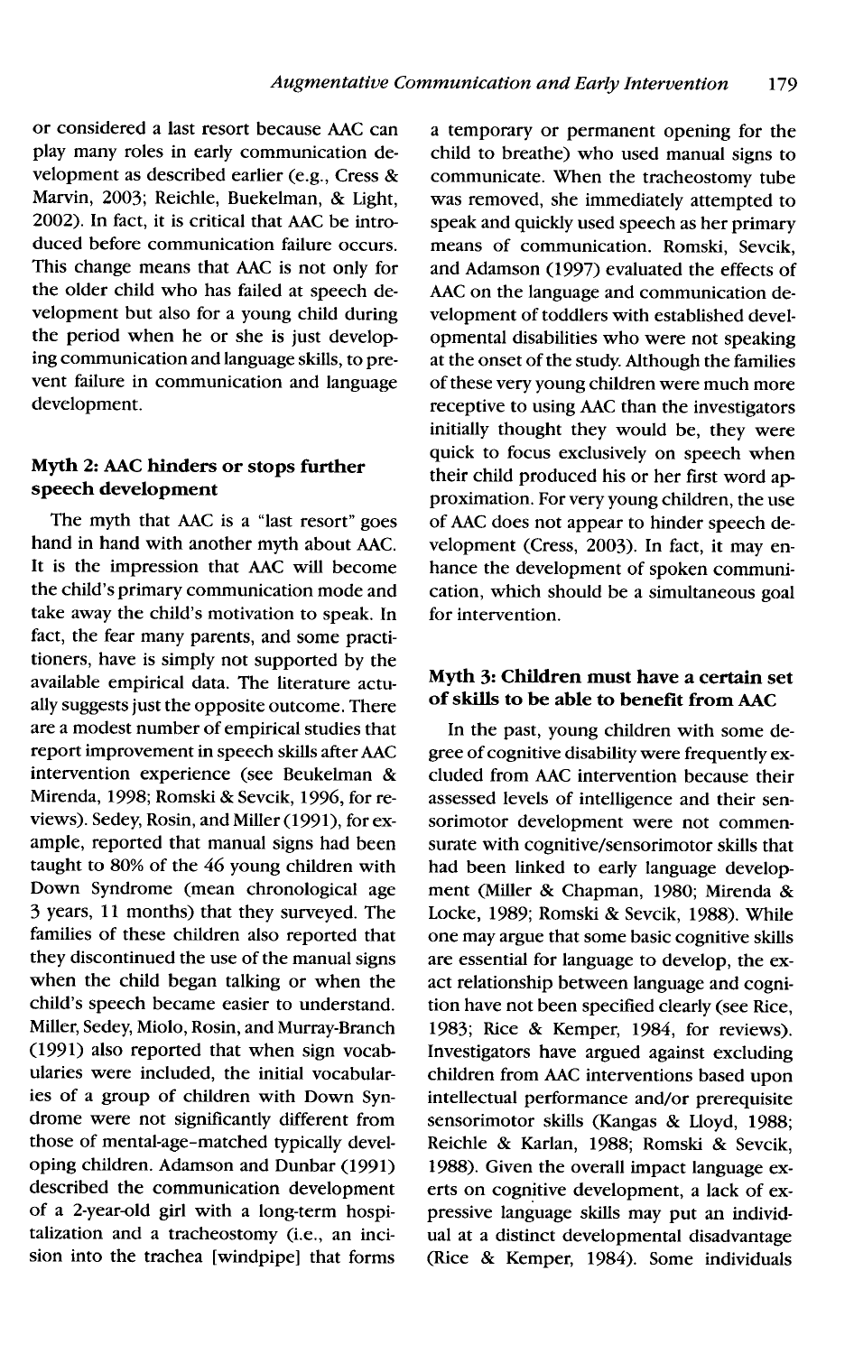or considered a last resort because AAC can play many roles in early communication development as described earlier (e.g., Cress & Marvin, 2003; Reichle, Buekelman, & Light, 2002). In fact, it is critical that AAC be introduced before communication failure occurs. This change means that AAC is not only for the older child who has failed at speech development but also for a young child during the period when he or she is just developing communication and language skills, to prevent failure in communication and language development.

### Myth 2: AAC hinders or stops further speech development

The myth that AAC is a "last resort" goes hand in hand with another myth about AAC. It is the impression that AAC will become the child's primary communication mode and take away the child's motivation to speak. In fact, the fear many parents, and some practitioners, have is simply not supported by the available empirical data. The literature actually suggests just the opposite outcome. There are a modest number of empirical studies that report improvement in speech skills after AAC intervention experience (see Beukelman & Mirenda, 1998; Romski & Sevcik, 1996, for reviews). Sedey, Rosin, and Miller (1991), for example, reported that manual signs had been taught to 80% of the 46 young children with Down Syndrome (mean chronological age 3 years, 11 months) that they surveyed. The families of these children also reported that they discontinued the use of the manual signs when the child began talking or when the child's speech became easier to understand. Miller, Sedey, Miolo, Rosin, and Murray-Branch (1991) also reported that when sign vocabularies were included, the initial vocabularies of a group of children with Down Syndrome were not significantly different from those of mental-age-matched typically developing children. Adamson and Dunbar (1991) described the communication development of a 2-year-old girl with a long-term hospitalization and a tracheostomy (i.e., an incision into the trachea [windpipe] that forms a temporary or permanent opening for the child to breathe) who used manual signs to communicate. When the tracheostomy tube was removed, she immediately attempted to speak and quickly used speech as her primary means of communication. Romski, Sevcik, and Adamson (1997) evaluated the effects of AAC on the language and communication development of toddlers with established developmental disabilities who were not speaking at the onset of the study. Although the families of these very young children were much more receptive to using AAC than the investigators initially thought they would be, they were quick to focus exclusively on speech when their child produced his or her first word approximation. For very young children, the use of AAC does not appear to hinder speech development (Cress, 2003). In fact, it may enhance the development of spoken communication, which should be a simultaneous goal for intervention.

### Myth 3: Children must have a certain set of skills to be able to benefit from AAC

In the past, young children with some degree of cognitive disability were frequently excluded from AAC intervention because their assessed levels of intelligence and their sensorimotor development were not commensurate with cognitive/sensorimotor skills that had been linked to early language development (Miller & Chapman, 1980; Mirenda & Locke, 1989; Romski & Sevcik, 1988). While one may argue that some basic cognitive skills are essential for language to develop, the exact relationship between language and cognition have not been specified clearly (see Rice, 1983; Rice & Kemper, 1984, for reviews). Investigators have argued against excluding children from AAC interventions based upon intellectual performance and/or prerequisite sensorimotor skills (Kangas & Lloyd, 1988; Reichle & Karlan, 1988; Romski & Sevcik, 1988). Given the overall impact language exerts on cognitive development, a lack of expressive language skills may put an individual at a distinct developmental disadvantage (Rice & Kemper, 1984). Some individuals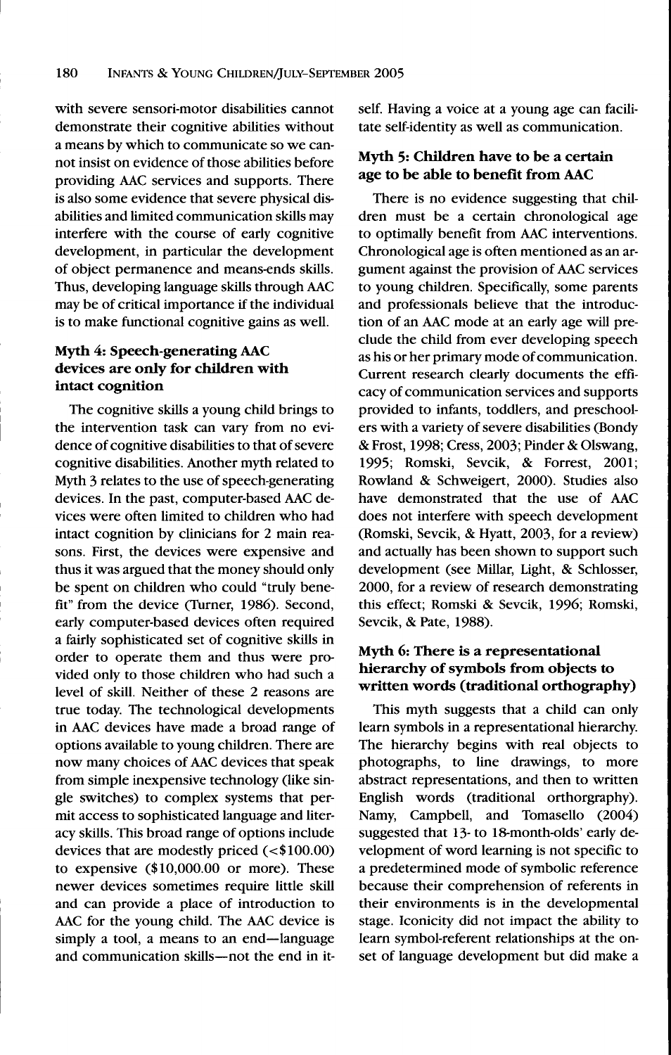with severe sensori-motor disabilities cannot demonstrate their cognitive abilities without a means by which to communicate so we cannot insist on evidence of those abilities before providing AAC services and supports. There is also some evidence that severe physical disabilities and limited communication skills may interfere with the course of early cognitive development, in particular the development of object permanence and means-ends skills. Thus, developing language skills through AAC may be of critical importance if the individual is to make functional cognitive gains as well.

### Myth 4: Speech-generating AAC devices are only for children with intact cognition

The cognitive skills a young child brings to the intervention task can vary from no evidence of cognitive disabilities to that of severe cognitive disabilities. Another myth related to Myth 3 relates to the use of speech-generating devices. In the past, computer-based AAC devices were often limited to children who had intact cognition by clinicians for 2 main reasons. First, the devices were expensive and thus it was argued that the money should only be spent on children who could "truly benefit" from the device (Turner, 1986). Second, early computer-based devices often required a fairly sophisticated set of cognitive skills in order to operate them and thus were provided only to those children who had such a level of skill. Neither of these 2 reasons are true today. The technological developments in AAC devices have made a broad range of options available to young children. There are now many choices of AAC devices that speak from simple inexpensive technology (like single switches) to complex systems that permit access to sophisticated language and literacy skills. This broad range of options include devices that are modestly priced (<$100.00) to expensive ($10,000.00 or more). These newer devices sometimes require little skill and can provide a place of introduction to AAC for the young child. The AAC device is simply a tool, a means to an end—language and communication skills—not the end in itself. Having a voice at a young age can facilitate self-identity as well as communication.

### Myth 5: Children have to be a certain age to be able to benefit from AAC

There is no evidence suggesting that children must be a certain chronological age to optimally benefit from AAC interventions. Chronological age is often mentioned as an argument against the provision of AAC services to young children. Specifically, some parents and professionals believe that the introduction of an AAC mode at an early age will preclude the child from ever developing speech as his or her primary mode of communication. Current research clearly documents the efficacy of communication services and supports provided to infants, toddlers, and preschoolers with a variety of severe disabilities (Bondy & Frost, 1998; Cress, 2003; Pinder & Olswang, 1995; Romski, Sevcik, & Forrest, 2001; Rowland & Schweigert, 2000). Studies also have demonstrated that the use of AAC does not interfere with speech development (Romski, Sevcik, & Hyatt, 2003, for a review) and actually has been shown to support such development (see Millar, Light, & Schlosser, 2000, for a review of research demonstrating this effect; Romski & Sevcik, 1996; Romski, Sevcik, & Pate, 1988).

### Myth 6: There is a representational hierarchy of symbols from objects to written words (traditional orthography)

This myth suggests that a child can only learn symbols in a representational hierarchy. The hierarchy begins with real objects to photographs, to line drawings, to more abstract representations, and then to written English words (traditional orthorgraphy). Namy, Campbell, and Tomasello (2004) suggested that 13- to 18-month-olds' early development of word learning is not specific to a predetermined mode of symbolic reference because their comprehension of referents in their environments is in the developmental stage. Iconicity did not impact the ability to learn symbol-referent relationships at the onset of language development but did make a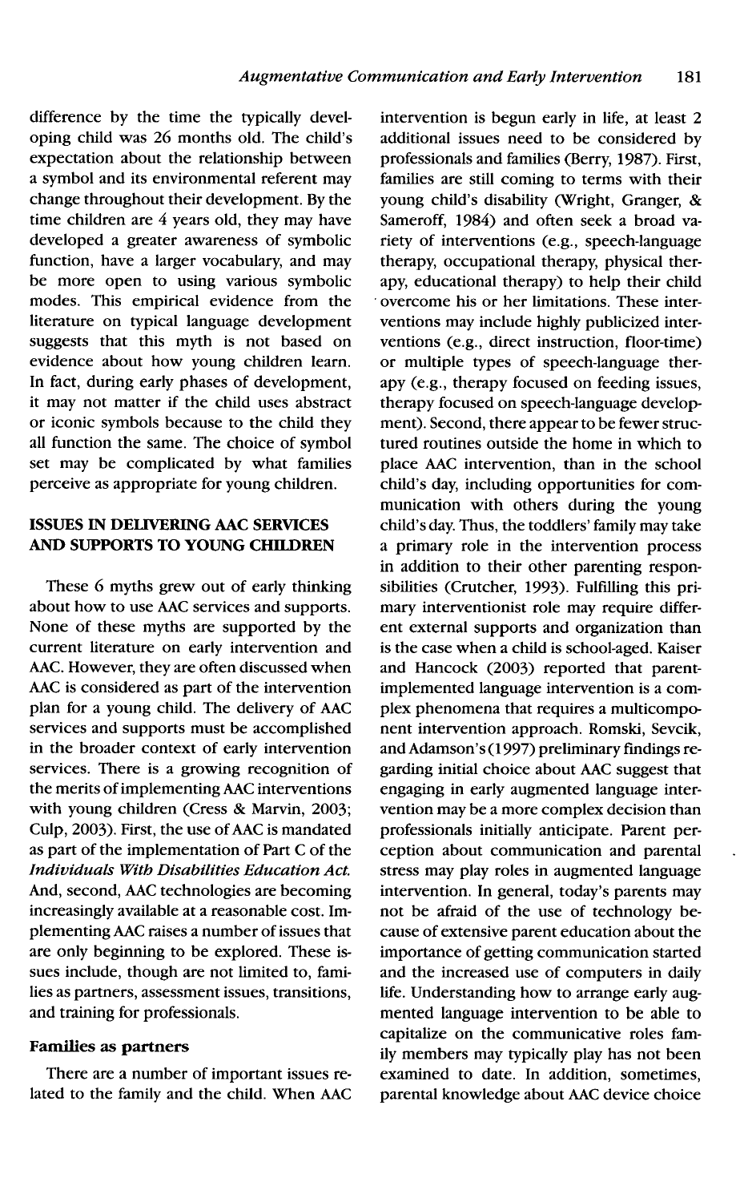difference by the time the typically developing child was 26 months old. The child's expectation about the relationship between a symbol and its environmental referent may change throughout their development. By the time children are 4 years old, they may have developed a greater awareness of symbolic function, have a larger vocabulary, and may be more open to using various symbolic modes. This empirical evidence from the literature on typical language development suggests that this myth is not based on evidence about how young children learn. In fact, during early phases of development, it may not matter if the child uses abstract or iconic symbols because to the child they all function the same. The choice of symbol set may be complicated by what families perceive as appropriate for young children.

## ISSUES IN DELIVERING AAC SERVICES AND SUPPORTS TO YOUNG CHILDREN

These 6 myths grew out of early thinking about how to use AAC services and supports. None of these myths are supported by the current literature on early intervention and AAC. However, they are often discussed when AAC is considered as part of the intervention plan for a young child. The delivery of AAC services and supports must be accomplished in the broader context of early intervention services. There is a growing recognition of the merits of implementing AAC interventions with young children (Cress & Marvin, 2003; Culp, 2003). First, the use of AAC is mandated as part of the implementation of Part C of the *Individuals With Disabilities Education Act*. And, second, AAC technologies are becoming increasingly available at a reasonable cost. Implementing AAC raises a number of issues that are only beginning to be explored. These issues include, though are not limited to, families as partners, assessment issues, transitions, and training for professionals.

### Families as partners

There are a number of important issues related to the family and the child. When AAC intervention is begun early in life, at least 2 additional issues need to be considered by professionals and families (Berry, 1987). First, families are still coming to terms with their young child's disability (Wright, Granger, & Sameroff, 1984) and often seek a broad variety of interventions (e.g., speech-language therapy, occupational therapy, physical therapy, educational therapy) to help their child overcome his or her limitations. These interventions may include highly publicized interventions (e.g., direct instruction, floor-time) or multiple types of speech-language therapy (e.g., therapy focused on feeding issues, therapy focused on speech-language development). Second, there appear to be fewer structured routines outside the home in which to place AAC intervention, than in the school child's day, including opportunities for communication with others during the young child's day. Thus, the toddlers' family may take a primary role in the intervention process in addition to their other parenting responsibilities (Crutcher, 1993). Fulfilling this primary interventionist role may require different external supports and organization than is the case when a child is school-aged. Kaiser and Hancock (2003) reported that parent-implemented language intervention is a complex phenomena that requires a multicomponent intervention approach. Romski, Sevcik, and Adamson's (1997) preliminary findings regarding initial choice about AAC suggest that engaging in early augmented language intervention may be a more complex decision than professionals initially anticipate. Parent perception about communication and parental stress may play roles in augmented language intervention. In general, today's parents may not be afraid of the use of technology because of extensive parent education about the importance of getting communication started and the increased use of computers in daily life. Understanding how to arrange early augmented language intervention to be able to capitalize on the communicative roles family members may typically play has not been examined to date. In addition, sometimes, parental knowledge about AAC device choice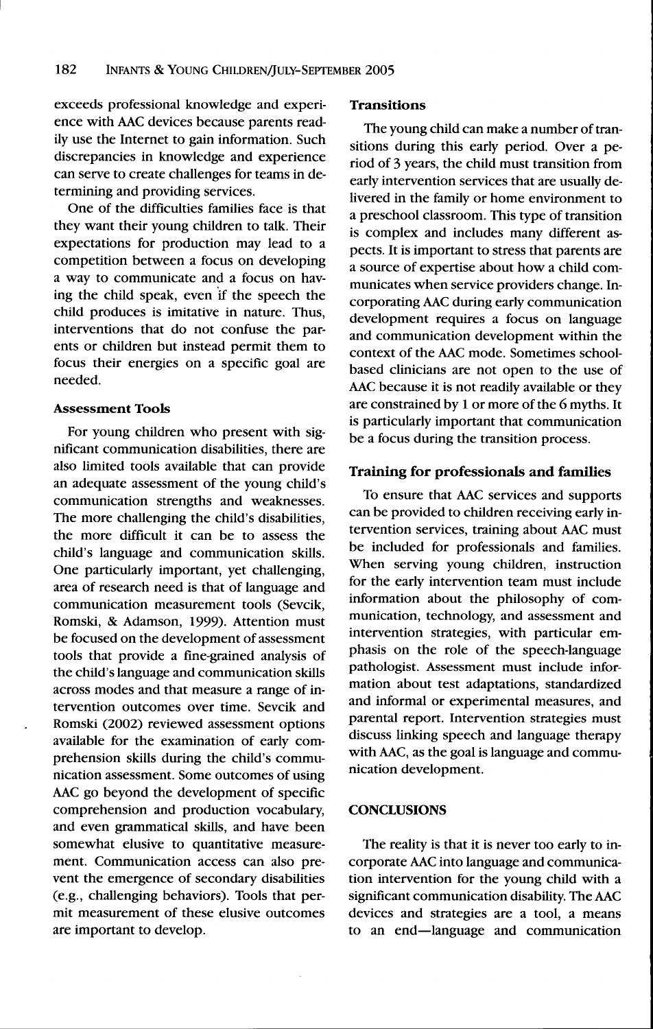exceeds professional knowledge and experience with AAC devices because parents readily use the Internet to gain information. Such discrepancies in knowledge and experience can serve to create challenges for teams in determining and providing services.

One of the difficulties families face is that they want their young children to talk. Their expectations for production may lead to a competition between a focus on developing a way to communicate and a focus on having the child speak, even if the speech the child produces is imitative in nature. Thus, interventions that do not confuse the parents or children but instead permit them to focus their energies on a specific goal are needed.

### Assessment Tools

For young children who present with significant communication disabilities, there are also limited tools available that can provide an adequate assessment of the young child's communication strengths and weaknesses. The more challenging the child's disabilities, the more difficult it can be to assess the child's language and communication skills. One particularly important, yet challenging, area of research need is that of language and communication measurement tools (Sevcik, Romski, & Adamson, 1999). Attention must be focused on the development of assessment tools that provide a fine-grained analysis of the child's language and communication skills across modes and that measure a range of intervention outcomes over time. Sevcik and Romski (2002) reviewed assessment options available for the examination of early comprehension skills during the child's communication assessment. Some outcomes of using AAC go beyond the development of specific comprehension and production vocabulary, and even grammatical skills, and have been somewhat elusive to quantitative measurement. Communication access can also prevent the emergence of secondary disabilities (e.g., challenging behaviors). Tools that permit measurement of these elusive outcomes are important to develop.

### Transitions

The young child can make a number of transitions during this early period. Over a period of 3 years, the child must transition from early intervention services that are usually delivered in the family or home environment to a preschool classroom. This type of transition is complex and includes many different aspects. It is important to stress that parents are a source of expertise about how a child communicates when service providers change. Incorporating AAC during early communication development requires a focus on language and communication development within the context of the AAC mode. Sometimes school-based clinicians are not open to the use of AAC because it is not readily available or they are constrained by 1 or more of the 6 myths. It is particularly important that communication be a focus during the transition process.

## Training for professionals and families

To ensure that AAC services and supports can be provided to children receiving early intervention services, training about AAC must be included for professionals and families. When serving young children, instruction for the early intervention team must include information about the philosophy of communication, technology, and assessment and intervention strategies, with particular emphasis on the role of the speech-language pathologist. Assessment must include information about test adaptations, standardized and informal or experimental measures, and parental report. Intervention strategies must discuss linking speech and language therapy with AAC, as the goal is language and communication development.

## CONCLUSIONS

The reality is that it is never too early to incorporate AAC into language and communication intervention for the young child with a significant communication disability. The AAC devices and strategies are a tool, a means to an end—language and communication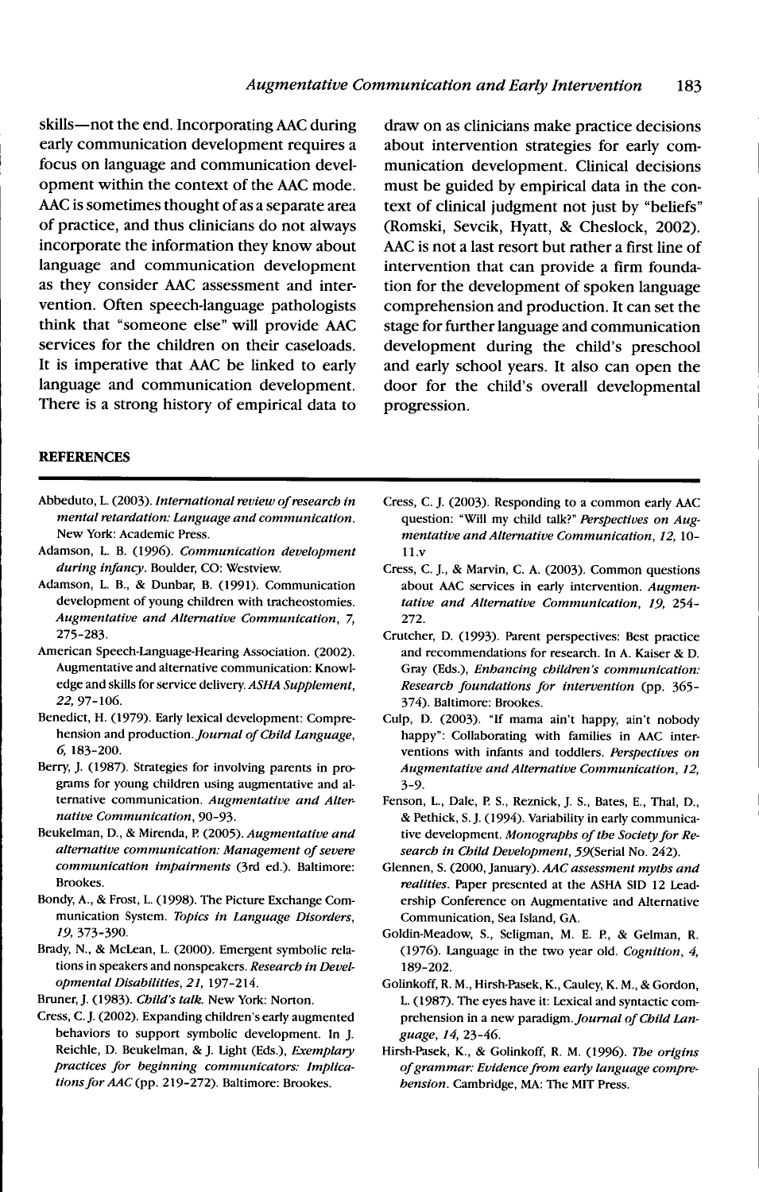skills—not the end. Incorporating AAC during early communication development requires a focus on language and communication development within the context of the AAC mode. AAC is sometimes thought of as a separate area of practice, and thus clinicians do not always incorporate the information they know about language and communication development as they consider AAC assessment and intervention. Often speech-language pathologists think that "someone else" will provide AAC services for the children on their caseloads. It is imperative that AAC be linked to early language and communication development. There is a strong history of empirical data to draw on as clinicians make practice decisions about intervention strategies for early communication development. Clinical decisions must be guided by empirical data in the context of clinical judgment not just by "beliefs" (Romski, Sevcik, Hyatt, & Cheslock, 2002). AAC is not a last resort but rather a first line of intervention that can provide a firm foundation for the development of spoken language comprehension and production. It can set the stage for further language and communication development during the child's preschool and early school years. It also can open the door for the child's overall developmental progression.

## REFERENCES

Abbeduto, L. (2003). *International review of research in mental retardation: Language and communication.* New York: Academic Press.

Adamson, L. B. (1996). *Communication development during infancy.* Boulder, CO: Westview.

Adamson, L. B., & Dunbar, B. (1991). Communication development of young children with tracheostomies. *Augmentative and Alternative Communication, 7,* 275-283.

American Speech-Language-Hearing Association. (2002). Augmentative and alternative communication: Knowledge and skills for service delivery. *ASHA Supplement, 22,* 97-106.

Benedict, H. (1979). Early lexical development: Comprehension and production. *Journal of Child Language, 6,* 183-200.

Berry, J. (1987). Strategies for involving parents in programs for young children using augmentative and alternative communication. *Augmentative and Alternative Communication,* 90-93.

Beukelman, D., & Mirenda, P. (2005). *Augmentative and alternative communication: Management of severe communication impairments* (3rd ed.). Baltimore: Brookes.

Bondy, A., & Frost, L. (1998). The Picture Exchange Communication System. *Topics in Language Disorders, 19,* 373-390.

Brady, N., & McLean, L. (2000). Emergent symbolic relations in speakers and nonspeakers. *Research in Developmental Disabilities, 21,* 197-214.

Bruner, J. (1983). *Child's talk.* New York: Norton.

Cress, C. J. (2002). Expanding children's early augmented behaviors to support symbolic development. In J. Reichle, D. Beukelman, & J. Light (Eds.), *Exemplary practices for beginning communicators: Implications for AAC* (pp. 219-272). Baltimore: Brookes.

Cress, C. J. (2003). Responding to a common early AAC question: "Will my child talk?" *Perspectives on Augmentative and Alternative Communication, 12,* 10-11.v

Cress, C. J., & Marvin, C. A. (2003). Common questions about AAC services in early intervention. *Augmentative and Alternative Communication, 19,* 254-272.

Crutcher, D. (1993). Parent perspectives: Best practice and recommendations for research. In A. Kaiser & D. Gray (Eds.), *Enhancing children's communication: Research foundations for intervention* (pp. 365-374). Baltimore: Brookes.

Culp, D. (2003). "If mama ain't happy, ain't nobody happy": Collaborating with families in AAC interventions with infants and toddlers. *Perspectives on Augmentative and Alternative Communication, 12,* 3-9.

Fenson, L., Dale, P. S., Reznick, J. S., Bates, E., Thal, D., & Pethick, S. J. (1994). Variability in early communicative development. *Monographs of the Society for Research in Child Development, 59*(Serial No. 242).

Glennen, S. (2000, January). *AAC assessment myths and realities.* Paper presented at the ASHA SID 12 Leadership Conference on Augmentative and Alternative Communication, Sea Island, GA.

Goldin-Meadow, S., Seligman, M. E. P., & Gelman, R. (1976). Language in the two year old. *Cognition, 4,* 189-202.

Golinkoff, R. M., Hirsh-Pasek, K., Cauley, K. M., & Gordon, L. (1987). The eyes have it: Lexical and syntactic comprehension in a new paradigm. *Journal of Child Language, 14,* 23-46.

Hirsh-Pasek, K., & Golinkoff, R. M. (1996). *The origins of grammar: Evidence from early language comprehension.* Cambridge, MA: The MIT Press.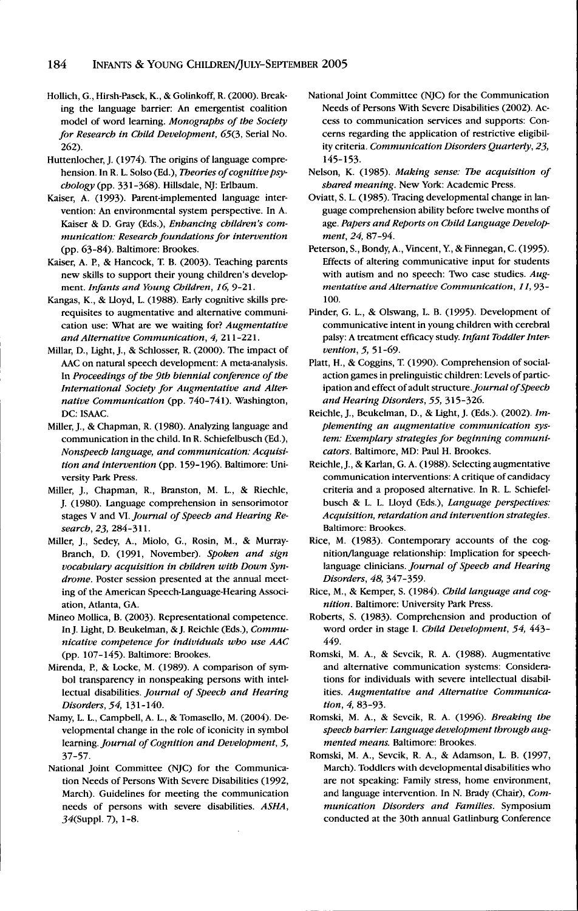Hollich, G., Hirsh-Pasek, K., & Golinkoff, R. (2000). Breaking the language barrier: An emergentist coalition model of word learning. *Monographs of the Society for Research in Child Development, 65*(3, Serial No. 262).

Huttenlocher, J. (1974). The origins of language comprehension. In R. L. Solso (Ed.), *Theories of cognitive psychology* (pp. 331-368). Hillsdale, NJ: Erlbaum.

Kaiser, A. (1993). Parent-implemented language intervention: An environmental system perspective. In A. Kaiser & D. Gray (Eds.), *Enhancing children's communication: Research foundations for intervention* (pp. 63-84). Baltimore: Brookes.

Kaiser, A. P., & Hancock, T. B. (2003). Teaching parents new skills to support their young children's development. *Infants and Young Children, 16*, 9-21.

Kangas, K., & Lloyd, L. (1988). Early cognitive skills prerequisites to augmentative and alternative communication use: What are we waiting for? *Augmentative and Alternative Communication, 4*, 211-221.

Millar, D., Light, J., & Schlosser, R. (2000). The impact of AAC on natural speech development: A meta-analysis. In *Proceedings of the 9th biennial conference of the International Society for Augmentative and Alternative Communication* (pp. 740-741). Washington, DC: ISAAC.

Miller, J., & Chapman, R. (1980). Analyzing language and communication in the child. In R. Schiefelbusch (Ed.), *Nonspeech language, and communication: Acquisition and intervention* (pp. 159-196). Baltimore: University Park Press.

Miller, J., Chapman, R., Branston, M. L., & Riechle, J. (1980). Language comprehension in sensorimotor stages V and VI. *Journal of Speech and Hearing Research, 23*, 284-311.

Miller, J., Sedey, A., Miolo, G., Rosin, M., & Murray-Branch, D. (1991, November). *Spoken and sign vocabulary acquisition in children with Down Syndrome*. Poster session presented at the annual meeting of the American Speech-Language-Hearing Association, Atlanta, GA.

Mineo Mollica, B. (2003). Representational competence. In J. Light, D. Beukelman, & J. Reichle (Eds.), *Communicative competence for individuals who use AAC* (pp. 107-145). Baltimore: Brookes.

Mirenda, P., & Locke, M. (1989). A comparison of symbol transparency in nonspeaking persons with intellectual disabilities. *Journal of Speech and Hearing Disorders, 54*, 131-140.

Namy, L. L., Campbell, A. L., & Tomasello, M. (2004). Developmental change in the role of iconicity in symbol learning. *Journal of Cognition and Development, 5*, 37-57.

National Joint Committee (NJC) for the Communication Needs of Persons With Severe Disabilities (1992, March). Guidelines for meeting the communication needs of persons with severe disabilities. *ASHA, 34*(Suppl. 7), 1-8.

National Joint Committee (NJC) for the Communication Needs of Persons With Severe Disabilities (2002). Access to communication services and supports: Concerns regarding the application of restrictive eligibility criteria. *Communication Disorders Quarterly, 23*, 145-153.

Nelson, K. (1985). *Making sense: The acquisition of shared meaning*. New York: Academic Press.

Oviatt, S. L. (1985). Tracing developmental change in language comprehension ability before twelve months of age. *Papers and Reports on Child Language Development, 24*, 87-94.

Peterson, S., Bondy, A., Vincent, Y., & Finnegan, C. (1995). Effects of altering communicative input for students with autism and no speech: Two case studies. *Augmentative and Alternative Communication, 11*, 93-100.

Pinder, G. L., & Olswang, L. B. (1995). Development of communicative intent in young children with cerebral palsy: A treatment efficacy study. *Infant Toddler Intervention, 5*, 51-69.

Platt, H., & Coggins, T. (1990). Comprehension of social-action games in prelinguistic children: Levels of participation and effect of adult structure. *Journal of Speech and Hearing Disorders, 55*, 315-326.

Reichle, J., Beukelman, D., & Light, J. (Eds.). (2002). *Implementing an augmentative communication system: Exemplary strategies for beginning communicators*. Baltimore, MD: Paul H. Brookes.

Reichle, J., & Karlan, G. A. (1988). Selecting augmentative communication interventions: A critique of candidacy criteria and a proposed alternative. In R. L. Schiefelbusch & L. L. Lloyd (Eds.), *Language perspectives: Acquisition, retardation and intervention strategies*. Baltimore: Brookes.

Rice, M. (1983). Contemporary accounts of the cognition/language relationship: Implication for speech-language clinicians. *Journal of Speech and Hearing Disorders, 48*, 347-359.

Rice, M., & Kemper, S. (1984). *Child language and cognition*. Baltimore: University Park Press.

Roberts, S. (1983). Comprehension and production of word order in stage I. *Child Development, 54*, 443-449.

Romski, M. A., & Sevcik, R. A. (1988). Augmentative and alternative communication systems: Considerations for individuals with severe intellectual disabilities. *Augmentative and Alternative Communication, 4*, 83-93.

Romski, M. A., & Sevcik, R. A. (1996). *Breaking the speech barrier: Language development through augmented means*. Baltimore: Brookes.

Romski, M. A., Sevcik, R. A., & Adamson, L. B. (1997, March). Toddlers with developmental disabilities who are not speaking: Family stress, home environment, and language intervention. In N. Brady (Chair), *Communication Disorders and Families*. Symposium conducted at the 30th annual Gatlinburg Conference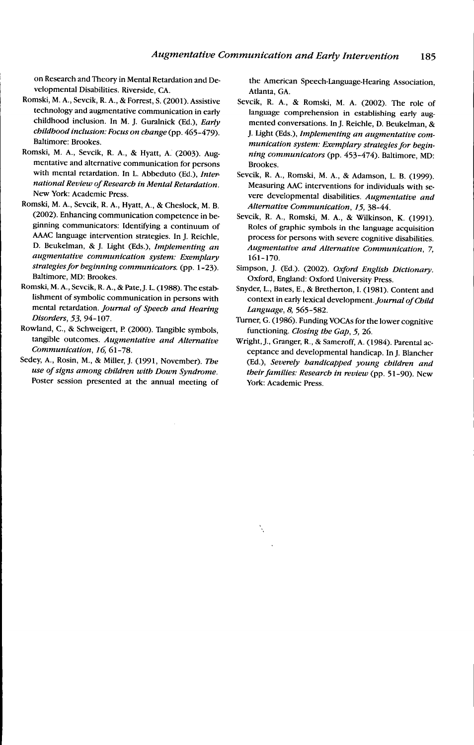on Research and Theory in Mental Retardation and Developmental Disabilities. Riverside, CA.

Romski, M. A., Sevcik, R. A., & Forrest, S. (2001). Assistive technology and augmentative communication in early childhood inclusion. In M. J. Guralnick (Ed.), *Early childhood inclusion: Focus on change* (pp. 465-479). Baltimore: Brookes.

Romski, M. A., Sevcik, R. A., & Hyatt, A. (2003). Augmentative and alternative communication for persons with mental retardation. In L. Abbeduto (Ed.), *International Review of Research in Mental Retardation*. New York: Academic Press.

Romski, M. A., Sevcik, R. A., Hyatt, A., & Cheslock, M. B. (2002). Enhancing communication competence in beginning communicators: Identifying a continuum of AAAC language intervention strategies. In J. Reichle, D. Beukelman, & J. Light (Eds.), *Implementing an augmentative communication system: Exemplary strategies for beginning communicators.* (pp. 1-23). Baltimore, MD: Brookes.

Romski, M. A., Sevcik, R. A., & Pate, J. L. (1988). The establishment of symbolic communication in persons with mental retardation. *Journal of Speech and Hearing Disorders, 53,* 94-107.

Rowland, C., & Schweigert, P. (2000). Tangible symbols, tangible outcomes. *Augmentative and Alternative Communication, 16,* 61-78.

Sedey, A., Rosin, M., & Miller, J. (1991, November). *The use of signs among children with Down Syndrome.* Poster session presented at the annual meeting of the American Speech-Language-Hearing Association, Atlanta, GA.

Sevcik, R. A., & Romski, M. A. (2002). The role of language comprehension in establishing early augmented conversations. In J. Reichle, D. Beukelman, & J. Light (Eds.), *Implementing an augmentative communication system: Exemplary strategies for beginning communicators* (pp. 453-474). Baltimore, MD: Brookes.

Sevcik, R. A., Romski, M. A., & Adamson, L. B. (1999). Measuring AAC interventions for individuals with severe developmental disabilities. *Augmentative and Alternative Communication, 15,* 38-44.

Sevcik, R. A., Romski, M. A., & Wilkinson, K. (1991). Roles of graphic symbols in the language acquisition process for persons with severe cognitive disabilities. *Augmentative and Alternative Communication, 7,* 161-170.

Simpson, J. (Ed.). (2002). *Oxford English Dictionary.* Oxford, England: Oxford University Press.

Snyder, L., Bates, E., & Bretherton, I. (1981). Content and context in early lexical development. *Journal of Child Language, 8,* 565-582.

Turner, G. (1986). Funding VOCAs for the lower cognitive functioning. *Closing the Gap, 5,* 26.

Wright, J., Granger, R., & Sameroff, A. (1984). Parental acceptance and developmental handicap. In J. Blancher (Ed.), *Severely handicapped young children and their families: Research in review* (pp. 51-90). New York: Academic Press.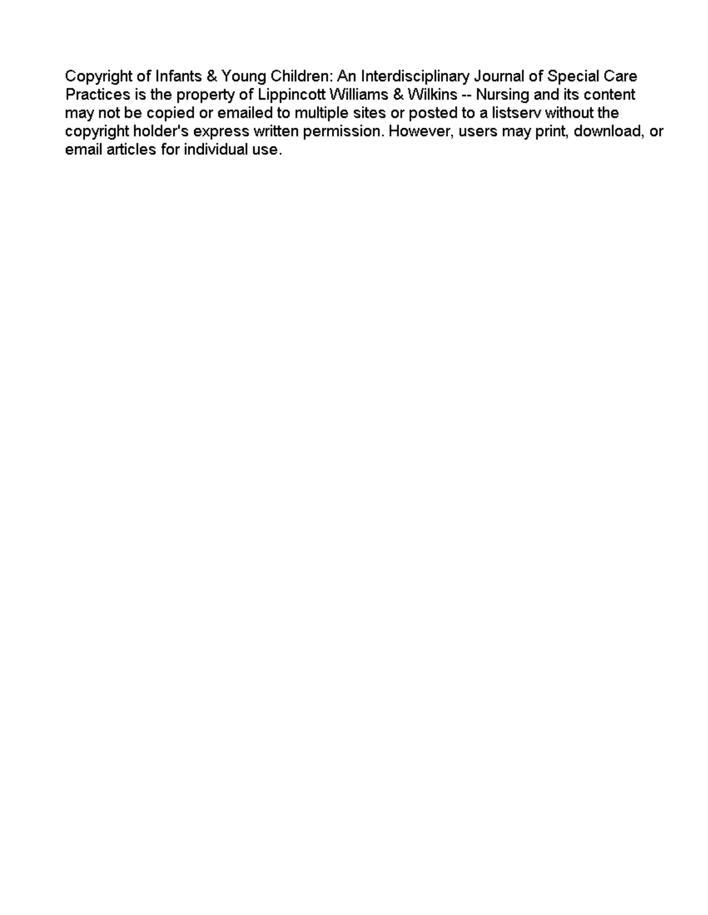Copyright of Infants & Young Children: An Interdisciplinary Journal of Special Care Practices is the property of Lippincott Williams & Wilkins -- Nursing and its content may not be copied or emailed to multiple sites or posted to a listserv without the copyright holder's express written permission. However, users may print, download, or email articles for individual use.